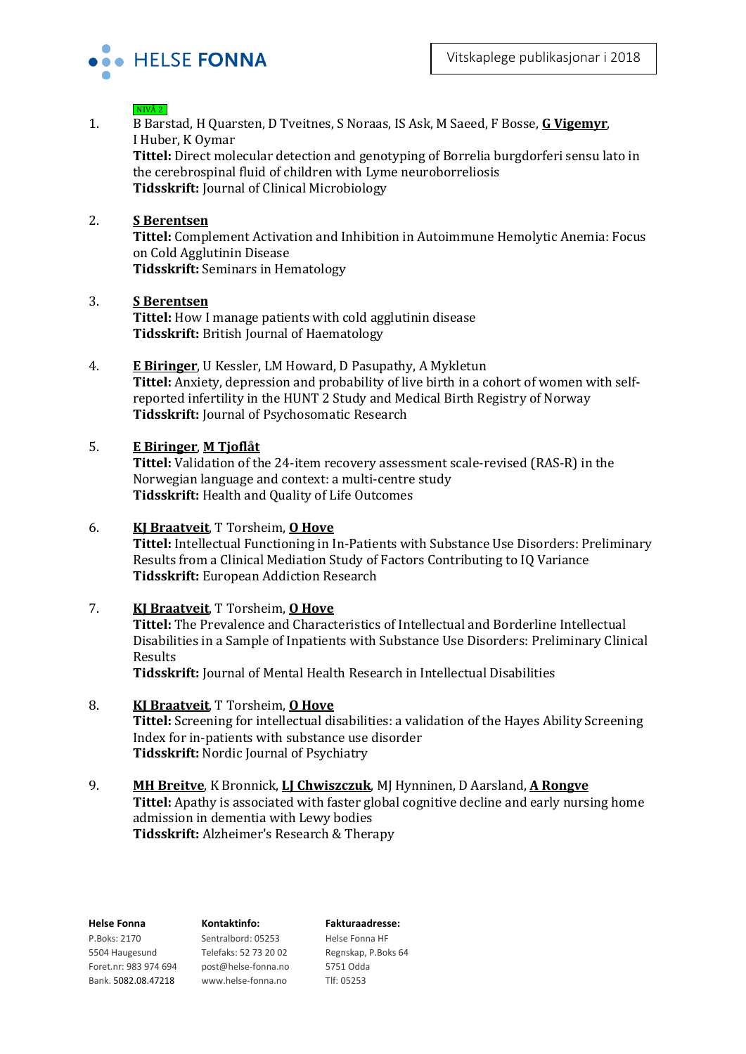HELSE FONNA

Vitskaplege publikasjonar i 2018

NIVÅ 2

1. B Barstad, H Quarsten, D Tveitnes, S Noraas, IS Ask, M Saeed, F Bosse, **G Vigemyr**, I Huber, K Oymar
   **Tittel:** Direct molecular detection and genotyping of Borrelia burgdorferi sensu lato in the cerebrospinal fluid of children with Lyme neuroborreliosis
   **Tidsskrift:** Journal of Clinical Microbiology

2. **S Berentsen**
   **Tittel:** Complement Activation and Inhibition in Autoimmune Hemolytic Anemia: Focus on Cold Agglutinin Disease
   **Tidsskrift:** Seminars in Hematology

3. **S Berentsen**
   **Tittel:** How I manage patients with cold agglutinin disease
   **Tidsskrift:** British Journal of Haematology

4. **E Biringer**, U Kessler, LM Howard, D Pasupathy, A Mykletun
   **Tittel:** Anxiety, depression and probability of live birth in a cohort of women with self-reported infertility in the HUNT 2 Study and Medical Birth Registry of Norway
   **Tidsskrift:** Journal of Psychosomatic Research

5. **E Biringer**, **M Tjoflåt**
   **Tittel:** Validation of the 24-item recovery assessment scale-revised (RAS-R) in the Norwegian language and context: a multi-centre study
   **Tidsskrift:** Health and Quality of Life Outcomes

6. **KJ Braatveit**, T Torsheim, **O Hove**
   **Tittel:** Intellectual Functioning in In-Patients with Substance Use Disorders: Preliminary Results from a Clinical Mediation Study of Factors Contributing to IQ Variance
   **Tidsskrift:** European Addiction Research

7. **KJ Braatveit**, T Torsheim, **O Hove**
   **Tittel:** The Prevalence and Characteristics of Intellectual and Borderline Intellectual Disabilities in a Sample of Inpatients with Substance Use Disorders: Preliminary Clinical Results
   **Tidsskrift:** Journal of Mental Health Research in Intellectual Disabilities

8. **KJ Braatveit**, T Torsheim, **O Hove**
   **Tittel:** Screening for intellectual disabilities: a validation of the Hayes Ability Screening Index for in-patients with substance use disorder
   **Tidsskrift:** Nordic Journal of Psychiatry

9. **MH Breitve**, K Bronnick, **LJ Chwiszczuk**, MJ Hynninen, D Aarsland, **A Rongve**
   **Tittel:** Apathy is associated with faster global cognitive decline and early nursing home admission in dementia with Lewy bodies
   **Tidsskrift:** Alzheimer's Research & Therapy

**Helse Fonna**
P.Boks: 2170
5504 Haugesund
Foret.nr: 983 974 694
Bank. 5082.08.47218

**Kontaktinfo:**
Sentralbord: 05253
Telefaks: 52 73 20 02
post@helse-fonna.no
www.helse-fonna.no

**Fakturaadresse:**
Helse Fonna HF
Regnskap, P.Boks 64
5751 Odda
Tlf: 05253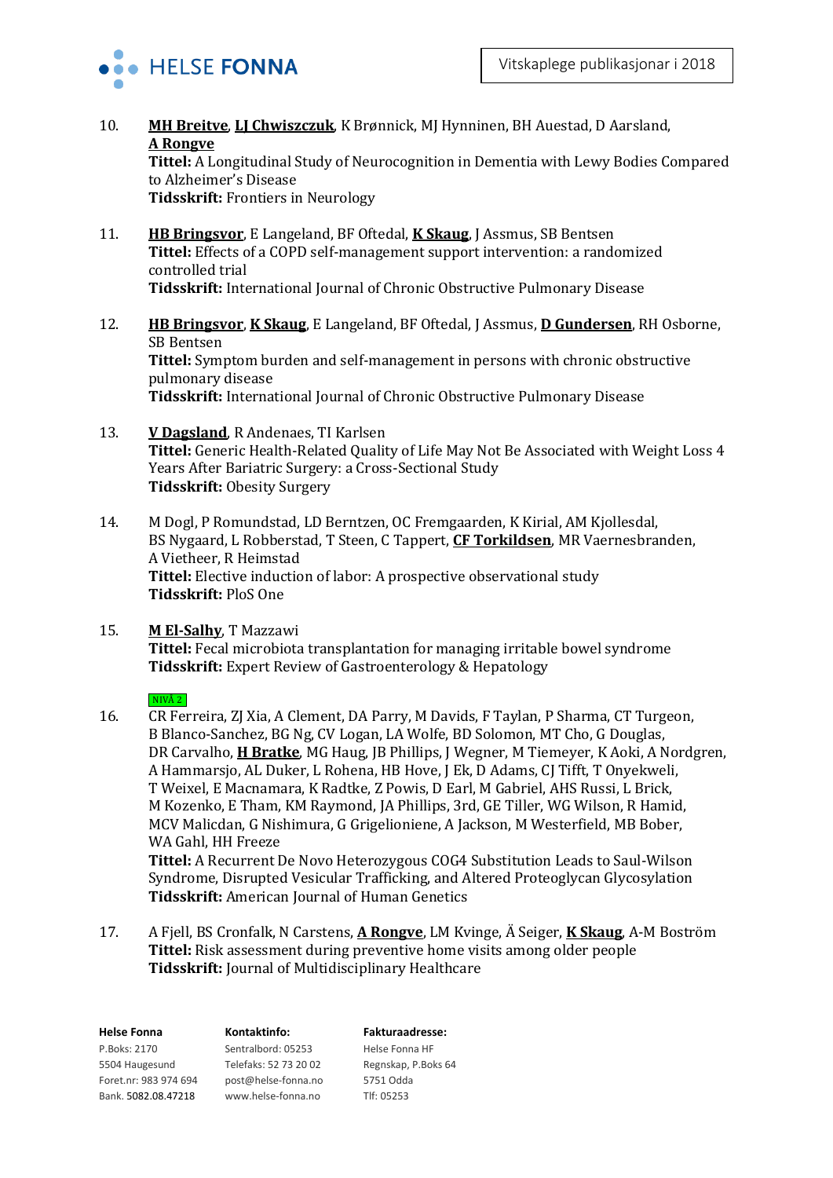10. **<u>MH Breitve</u>**, **<u>LJ Chwiszczuk</u>**, K Brønnick, MJ Hynninen, BH Auestad, D Aarsland, **<u>A Rongve</u>**
    **Tittel:** A Longitudinal Study of Neurocognition in Dementia with Lewy Bodies Compared to Alzheimer's Disease
    **Tidsskrift:** Frontiers in Neurology

11. **<u>HB Bringsvor</u>**, E Langeland, BF Oftedal, **<u>K Skaug</u>**, J Assmus, SB Bentsen
    **Tittel:** Effects of a COPD self-management support intervention: a randomized controlled trial
    **Tidsskrift:** International Journal of Chronic Obstructive Pulmonary Disease

12. **<u>HB Bringsvor</u>**, **<u>K Skaug</u>**, E Langeland, BF Oftedal, J Assmus, **<u>D Gundersen</u>**, RH Osborne, SB Bentsen
    **Tittel:** Symptom burden and self-management in persons with chronic obstructive pulmonary disease
    **Tidsskrift:** International Journal of Chronic Obstructive Pulmonary Disease

13. **<u>V Dagsland</u>**, R Andenaes, TI Karlsen
    **Tittel:** Generic Health-Related Quality of Life May Not Be Associated with Weight Loss 4 Years After Bariatric Surgery: a Cross-Sectional Study
    **Tidsskrift:** Obesity Surgery

14. M Dogl, P Romundstad, LD Berntzen, OC Fremgaarden, K Kirial, AM Kjollesdal, BS Nygaard, L Robberstad, T Steen, C Tappert, **<u>CF Torkildsen</u>**, MR Vaernesbranden, A Vietheer, R Heimstad
    **Tittel:** Elective induction of labor: A prospective observational study
    **Tidsskrift:** PloS One

15. **<u>M El-Salhy</u>**, T Mazzawi
    **Tittel:** Fecal microbiota transplantation for managing irritable bowel syndrome
    **Tidsskrift:** Expert Review of Gastroenterology & Hepatology

NIVÅ 2

16. CR Ferreira, ZJ Xia, A Clement, DA Parry, M Davids, F Taylan, P Sharma, CT Turgeon, B Blanco-Sanchez, BG Ng, CV Logan, LA Wolfe, BD Solomon, MT Cho, G Douglas, DR Carvalho, **<u>H Bratke</u>**, MG Haug, JB Phillips, J Wegner, M Tiemeyer, K Aoki, A Nordgren, A Hammarsjo, AL Duker, L Rohena, HB Hove, J Ek, D Adams, CJ Tifft, T Onyekweli, T Weixel, E Macnamara, K Radtke, Z Powis, D Earl, M Gabriel, AHS Russi, L Brick, M Kozenko, E Tham, KM Raymond, JA Phillips, 3rd, GE Tiller, WG Wilson, R Hamid, MCV Malicdan, G Nishimura, G Grigelioniene, A Jackson, M Westerfield, MB Bober, WA Gahl, HH Freeze
    **Tittel:** A Recurrent De Novo Heterozygous COG4 Substitution Leads to Saul-Wilson Syndrome, Disrupted Vesicular Trafficking, and Altered Proteoglycan Glycosylation
    **Tidsskrift:** American Journal of Human Genetics

17. A Fjell, BS Cronfalk, N Carstens, **<u>A Rongve</u>**, LM Kvinge, Ä Seiger, **<u>K Skaug</u>**, A-M Boström
    **Tittel:** Risk assessment during preventive home visits among older people
    **Tidsskrift:** Journal of Multidisciplinary Healthcare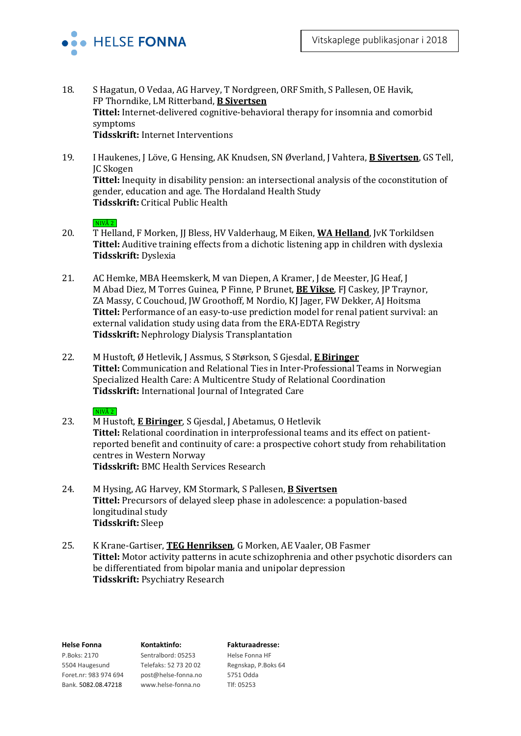18. S Hagatun, O Vedaa, AG Harvey, T Nordgreen, ORF Smith, S Pallesen, OE Havik, FP Thorndike, LM Ritterband, **B Sivertsen**
    **Tittel:** Internet-delivered cognitive-behavioral therapy for insomnia and comorbid symptoms
    **Tidsskrift:** Internet Interventions

19. I Haukenes, J Löve, G Hensing, AK Knudsen, SN Øverland, J Vahtera, **B Sivertsen**, GS Tell, JC Skogen
    **Tittel:** Inequity in disability pension: an intersectional analysis of the coconstitution of gender, education and age. The Hordaland Health Study
    **Tidsskrift:** Critical Public Health

20. NIVÅ 2
    T Helland, F Morken, JJ Bless, HV Valderhaug, M Eiken, **WA Helland**, JvK Torkildsen
    **Tittel:** Auditive training effects from a dichotic listening app in children with dyslexia
    **Tidsskrift:** Dyslexia

21. AC Hemke, MBA Heemskerk, M van Diepen, A Kramer, J de Meester, JG Heaf, J M Abad Diez, M Torres Guinea, P Finne, P Brunet, **BE Vikse**, FJ Caskey, JP Traynor, ZA Massy, C Couchoud, JW Groothoff, M Nordio, KJ Jager, FW Dekker, AJ Hoitsma
    **Tittel:** Performance of an easy-to-use prediction model for renal patient survival: an external validation study using data from the ERA-EDTA Registry
    **Tidsskrift:** Nephrology Dialysis Transplantation

22. M Hustoft, Ø Hetlevik, J Assmus, S Størkson, S Gjesdal, **E Biringer**
    **Tittel:** Communication and Relational Ties in Inter-Professional Teams in Norwegian Specialized Health Care: A Multicentre Study of Relational Coordination
    **Tidsskrift:** International Journal of Integrated Care

23. NIVÅ 2
    M Hustoft, **E Biringer**, S Gjesdal, J Abetamus, O Hetlevik
    **Tittel:** Relational coordination in interprofessional teams and its effect on patient-reported benefit and continuity of care: a prospective cohort study from rehabilitation centres in Western Norway
    **Tidsskrift:** BMC Health Services Research

24. M Hysing, AG Harvey, KM Stormark, S Pallesen, **B Sivertsen**
    **Tittel:** Precursors of delayed sleep phase in adolescence: a population-based longitudinal study
    **Tidsskrift:** Sleep

25. K Krane-Gartiser, **TEG Henriksen**, G Morken, AE Vaaler, OB Fasmer
    **Tittel:** Motor activity patterns in acute schizophrenia and other psychotic disorders can be differentiated from bipolar mania and unipolar depression
    **Tidsskrift:** Psychiatry Research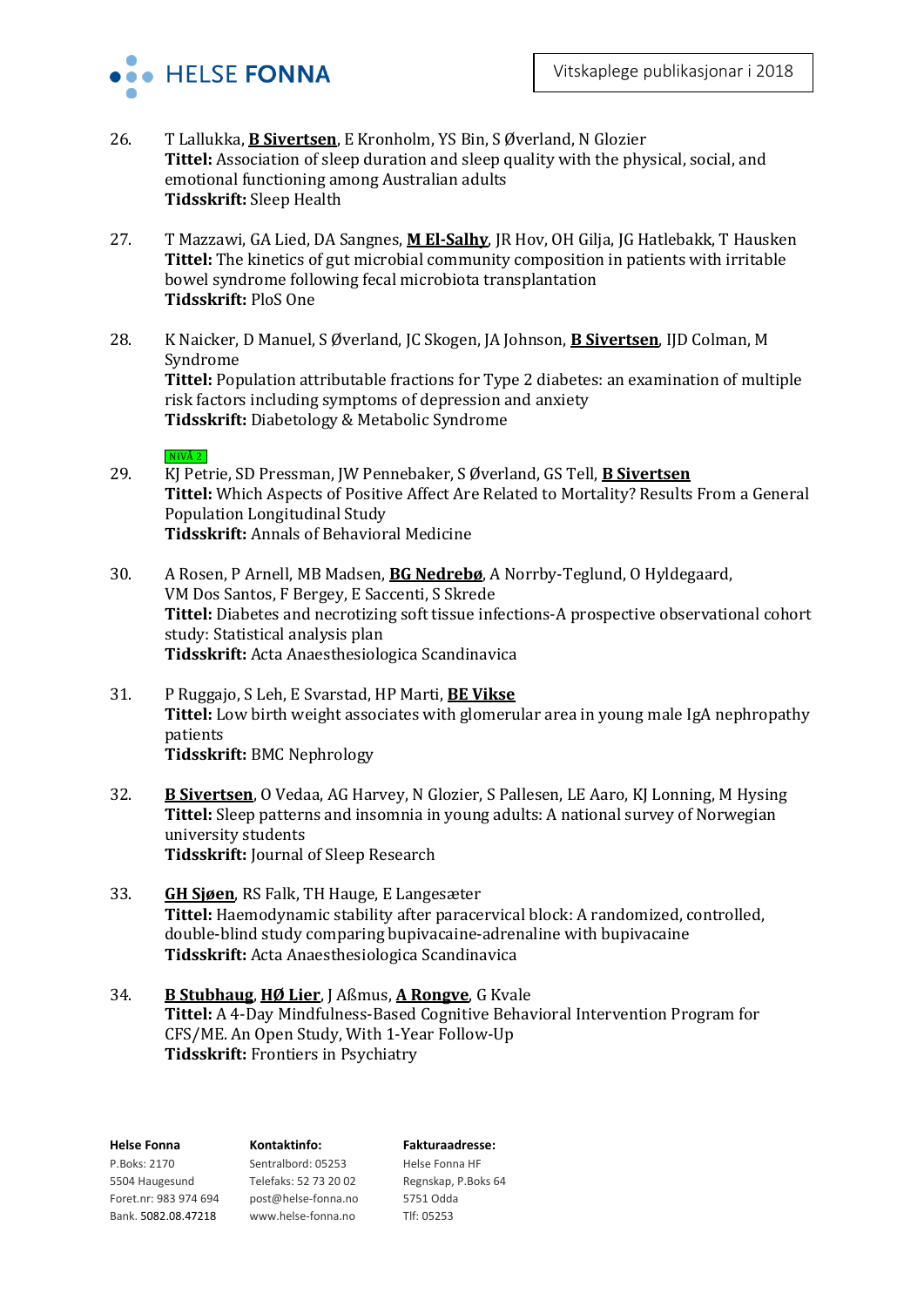26. T Lallukka, **B Sivertsen**, E Kronholm, YS Bin, S Øverland, N Glozier
**Tittel:** Association of sleep duration and sleep quality with the physical, social, and emotional functioning among Australian adults
**Tidsskrift:** Sleep Health

27. T Mazzawi, GA Lied, DA Sangnes, **M El-Salhy**, JR Hov, OH Gilja, JG Hatlebakk, T Hausken
**Tittel:** The kinetics of gut microbial community composition in patients with irritable bowel syndrome following fecal microbiota transplantation
**Tidsskrift:** PloS One

28. K Naicker, D Manuel, S Øverland, JC Skogen, JA Johnson, **B Sivertsen**, IJD Colman, M Syndrome
**Tittel:** Population attributable fractions for Type 2 diabetes: an examination of multiple risk factors including symptoms of depression and anxiety
**Tidsskrift:** Diabetology & Metabolic Syndrome

NIVÅ 2

29. KJ Petrie, SD Pressman, JW Pennebaker, S Øverland, GS Tell, **B Sivertsen**
**Tittel:** Which Aspects of Positive Affect Are Related to Mortality? Results From a General Population Longitudinal Study
**Tidsskrift:** Annals of Behavioral Medicine

30. A Rosen, P Arnell, MB Madsen, **BG Nedrebø**, A Norrby-Teglund, O Hyldegaard, VM Dos Santos, F Bergey, E Saccenti, S Skrede
**Tittel:** Diabetes and necrotizing soft tissue infections-A prospective observational cohort study: Statistical analysis plan
**Tidsskrift:** Acta Anaesthesiologica Scandinavica

31. P Ruggajo, S Leh, E Svarstad, HP Marti, **BE Vikse**
**Tittel:** Low birth weight associates with glomerular area in young male IgA nephropathy patients
**Tidsskrift:** BMC Nephrology

32. **B Sivertsen**, O Vedaa, AG Harvey, N Glozier, S Pallesen, LE Aaro, KJ Lonning, M Hysing
**Tittel:** Sleep patterns and insomnia in young adults: A national survey of Norwegian university students
**Tidsskrift:** Journal of Sleep Research

33. **GH Sjøen**, RS Falk, TH Hauge, E Langesæter
**Tittel:** Haemodynamic stability after paracervical block: A randomized, controlled, double-blind study comparing bupivacaine-adrenaline with bupivacaine
**Tidsskrift:** Acta Anaesthesiologica Scandinavica

34. **B Stubhaug**, **HØ Lier**, J Aßmus, **A Rongve**, G Kvale
**Tittel:** A 4-Day Mindfulness-Based Cognitive Behavioral Intervention Program for CFS/ME. An Open Study, With 1-Year Follow-Up
**Tidsskrift:** Frontiers in Psychiatry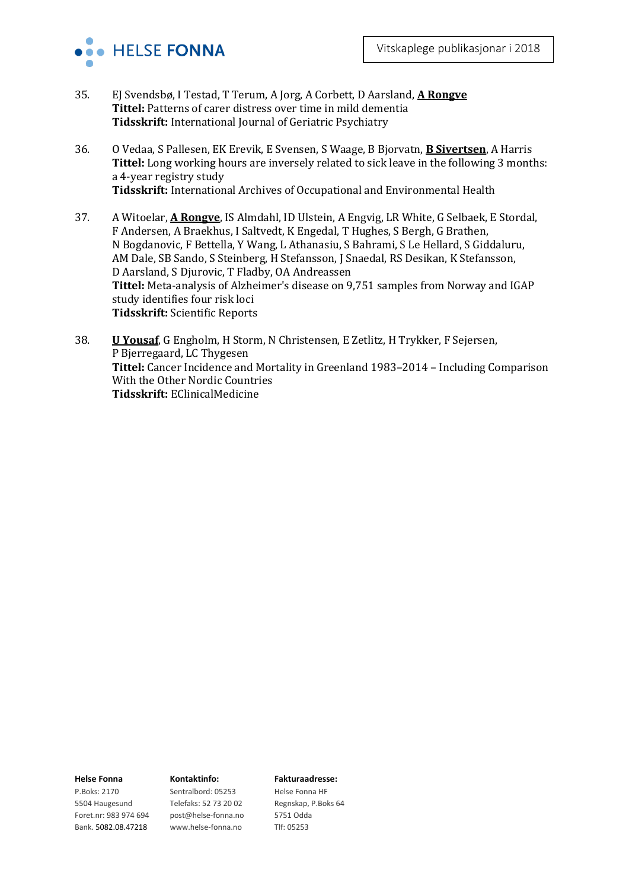35. EJ Svendsbø, I Testad, T Terum, A Jorg, A Corbett, D Aarsland, **A Rongve**
    **Tittel:** Patterns of carer distress over time in mild dementia
    **Tidsskrift:** International Journal of Geriatric Psychiatry

36. O Vedaa, S Pallesen, EK Erevik, E Svensen, S Waage, B Bjorvatn, **B Sivertsen**, A Harris
    **Tittel:** Long working hours are inversely related to sick leave in the following 3 months: a 4-year registry study
    **Tidsskrift:** International Archives of Occupational and Environmental Health

37. A Witoelar, **A Rongve**, IS Almdahl, ID Ulstein, A Engvig, LR White, G Selbaek, E Stordal, F Andersen, A Braekhus, I Saltvedt, K Engedal, T Hughes, S Bergh, G Brathen, N Bogdanovic, F Bettella, Y Wang, L Athanasiu, S Bahrami, S Le Hellard, S Giddaluru, AM Dale, SB Sando, S Steinberg, H Stefansson, J Snaedal, RS Desikan, K Stefansson, D Aarsland, S Djurovic, T Fladby, OA Andreassen
    **Tittel:** Meta-analysis of Alzheimer's disease on 9,751 samples from Norway and IGAP study identifies four risk loci
    **Tidsskrift:** Scientific Reports

38. **U Yousaf**, G Engholm, H Storm, N Christensen, E Zetlitz, H Trykker, F Sejersen, P Bjerregaard, LC Thygesen
    **Tittel:** Cancer Incidence and Mortality in Greenland 1983–2014 – Including Comparison With the Other Nordic Countries
    **Tidsskrift:** EClinicalMedicine